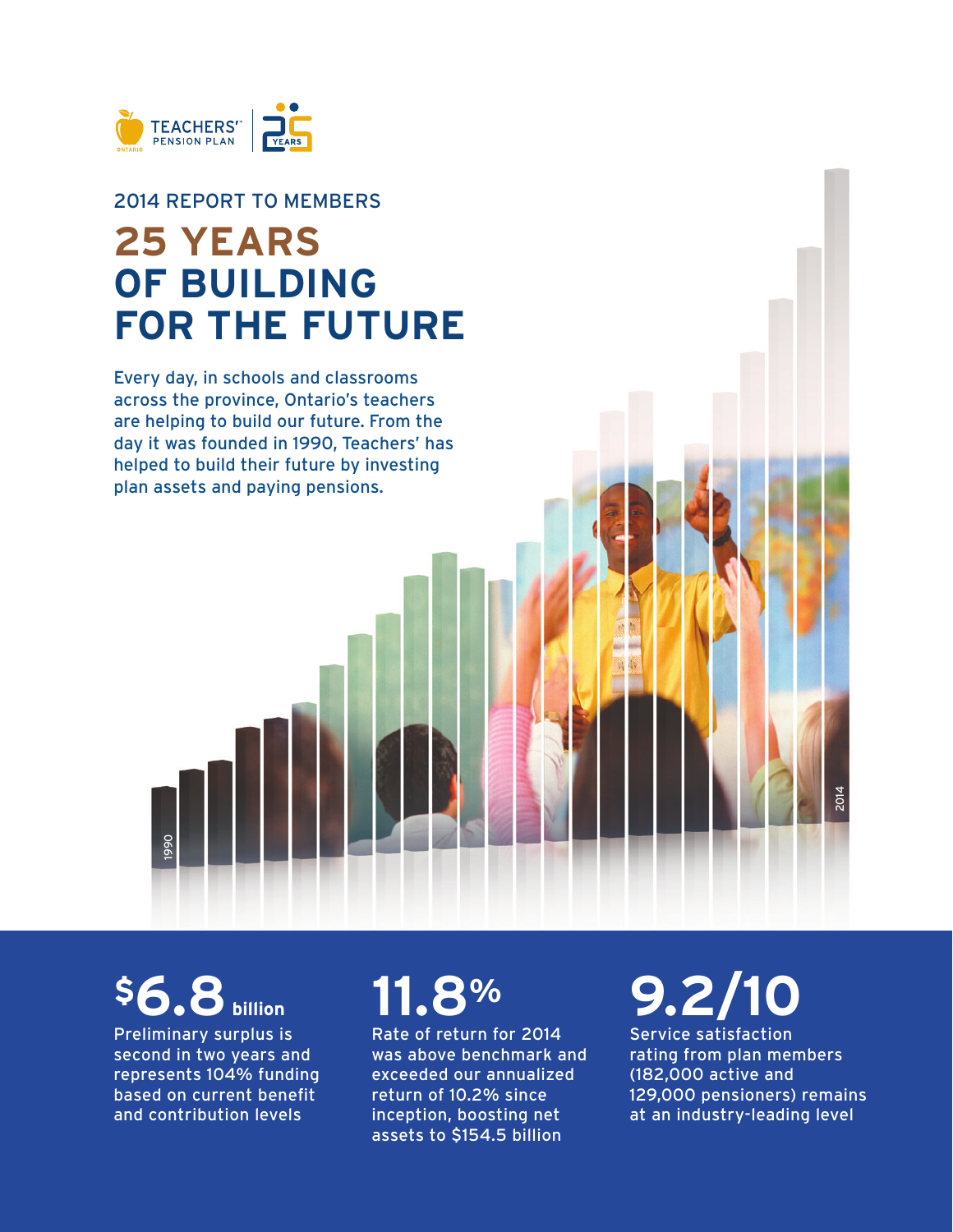TEACHERS' PENSION PLAN

25 YEARS

2014 REPORT TO MEMBERS

# 25 YEARS OF BUILDING FOR THE FUTURE

Every day, in schools and classrooms across the province, Ontario's teachers are helping to build our future. From the day it was founded in 1990, Teachers' has helped to build their future by investing plan assets and paying pensions.

1990

2014

**$6.8 billion**

Preliminary surplus is second in two years and represents 104% funding based on current benefit and contribution levels

**11.8%**

Rate of return for 2014 was above benchmark and exceeded our annualized return of 10.2% since inception, boosting net assets to $154.5 billion

**9.2/10**

Service satisfaction rating from plan members (182,000 active and 129,000 pensioners) remains at an industry-leading level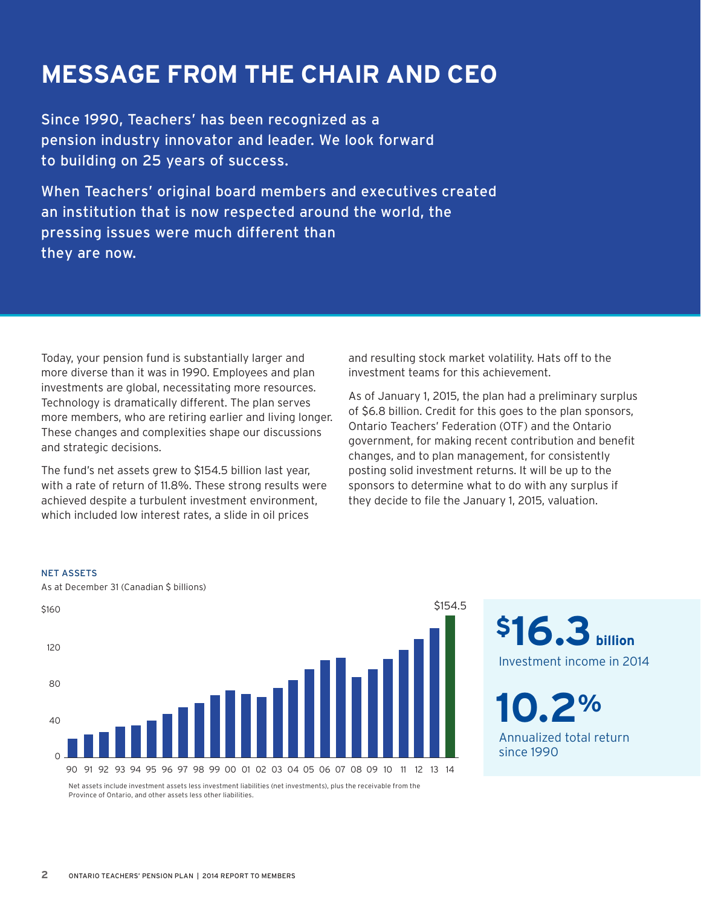# MESSAGE FROM THE CHAIR AND CEO

Since 1990, Teachers' has been recognized as a pension industry innovator and leader. We look forward to building on 25 years of success.

When Teachers' original board members and executives created an institution that is now respected around the world, the pressing issues were much different than they are now.

Today, your pension fund is substantially larger and more diverse than it was in 1990. Employees and plan investments are global, necessitating more resources. Technology is dramatically different. The plan serves more members, who are retiring earlier and living longer. These changes and complexities shape our discussions and strategic decisions.

The fund's net assets grew to $154.5 billion last year, with a rate of return of 11.8%. These strong results were achieved despite a turbulent investment environment, which included low interest rates, a slide in oil prices and resulting stock market volatility. Hats off to the investment teams for this achievement.

As of January 1, 2015, the plan had a preliminary surplus of $6.8 billion. Credit for this goes to the plan sponsors, Ontario Teachers' Federation (OTF) and the Ontario government, for making recent contribution and benefit changes, and to plan management, for consistently posting solid investment returns. It will be up to the sponsors to determine what to do with any surplus if they decide to file the January 1, 2015, valuation.

**NET ASSETS**

As at December 31 (Canadian $ billions)

$160, 120, 80, 40, 0

90 91 92 93 94 95 96 97 98 99 00 01 02 03 04 05 06 07 08 09 10 11 12 13 14

$154.5

Net assets include investment assets less investment liabilities (net investments), plus the receivable from the Province of Ontario, and other assets less other liabilities.

**$16.3 billion**
Investment income in 2014

**10.2%**
Annualized total return since 1990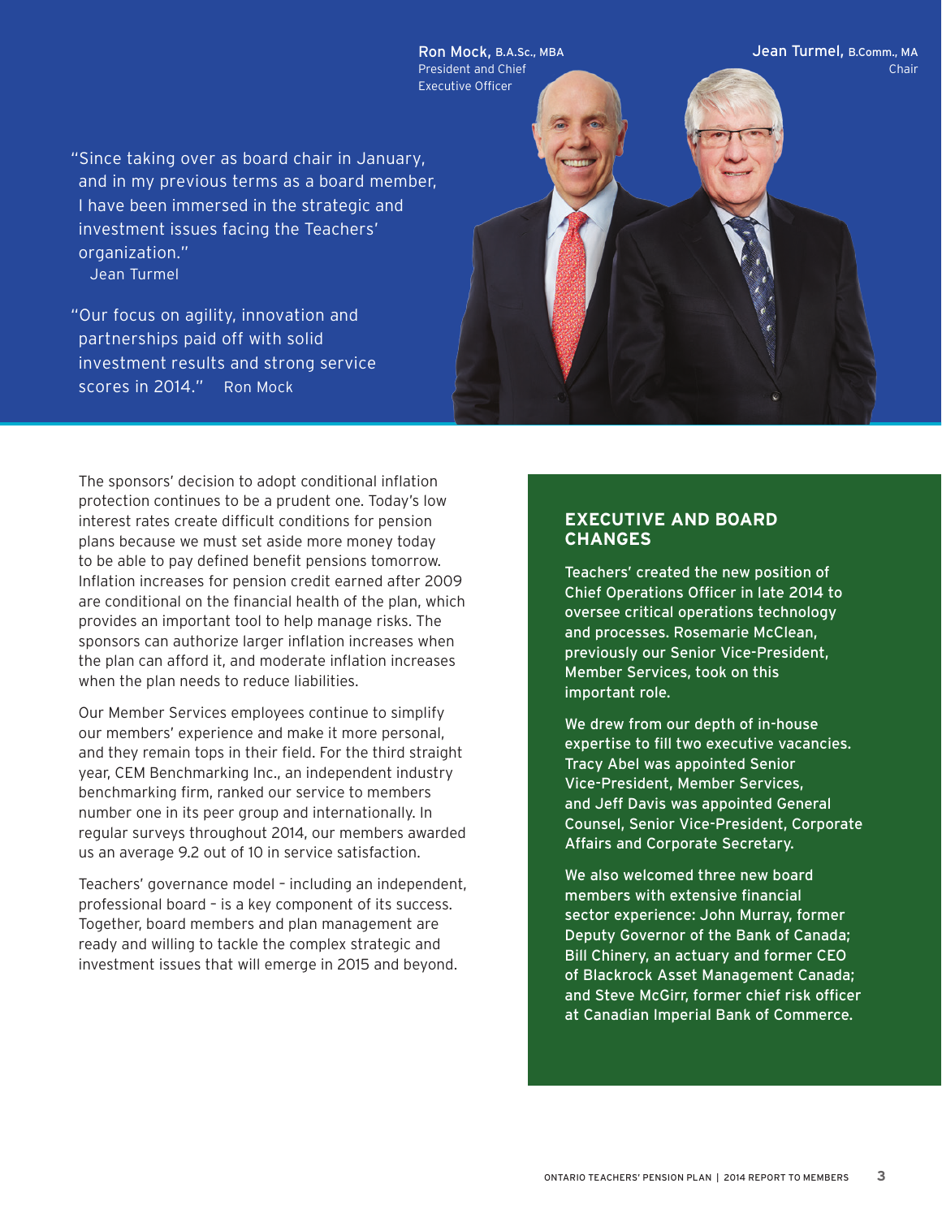Ron Mock, B.A.Sc., MBA
President and Chief Executive Officer

Jean Turmel, B.Comm., MA
Chair

"Since taking over as board chair in January, and in my previous terms as a board member, I have been immersed in the strategic and investment issues facing the Teachers' organization."
Jean Turmel

"Our focus on agility, innovation and partnerships paid off with solid investment results and strong service scores in 2014." Ron Mock

The sponsors' decision to adopt conditional inflation protection continues to be a prudent one. Today's low interest rates create difficult conditions for pension plans because we must set aside more money today to be able to pay defined benefit pensions tomorrow. Inflation increases for pension credit earned after 2009 are conditional on the financial health of the plan, which provides an important tool to help manage risks. The sponsors can authorize larger inflation increases when the plan can afford it, and moderate inflation increases when the plan needs to reduce liabilities.

Our Member Services employees continue to simplify our members' experience and make it more personal, and they remain tops in their field. For the third straight year, CEM Benchmarking Inc., an independent industry benchmarking firm, ranked our service to members number one in its peer group and internationally. In regular surveys throughout 2014, our members awarded us an average 9.2 out of 10 in service satisfaction.

Teachers' governance model – including an independent, professional board – is a key component of its success. Together, board members and plan management are ready and willing to tackle the complex strategic and investment issues that will emerge in 2015 and beyond.

## EXECUTIVE AND BOARD CHANGES

Teachers' created the new position of Chief Operations Officer in late 2014 to oversee critical operations technology and processes. Rosemarie McClean, previously our Senior Vice-President, Member Services, took on this important role.

We drew from our depth of in-house expertise to fill two executive vacancies. Tracy Abel was appointed Senior Vice-President, Member Services, and Jeff Davis was appointed General Counsel, Senior Vice-President, Corporate Affairs and Corporate Secretary.

We also welcomed three new board members with extensive financial sector experience: John Murray, former Deputy Governor of the Bank of Canada; Bill Chinery, an actuary and former CEO of Blackrock Asset Management Canada; and Steve McGirr, former chief risk officer at Canadian Imperial Bank of Commerce.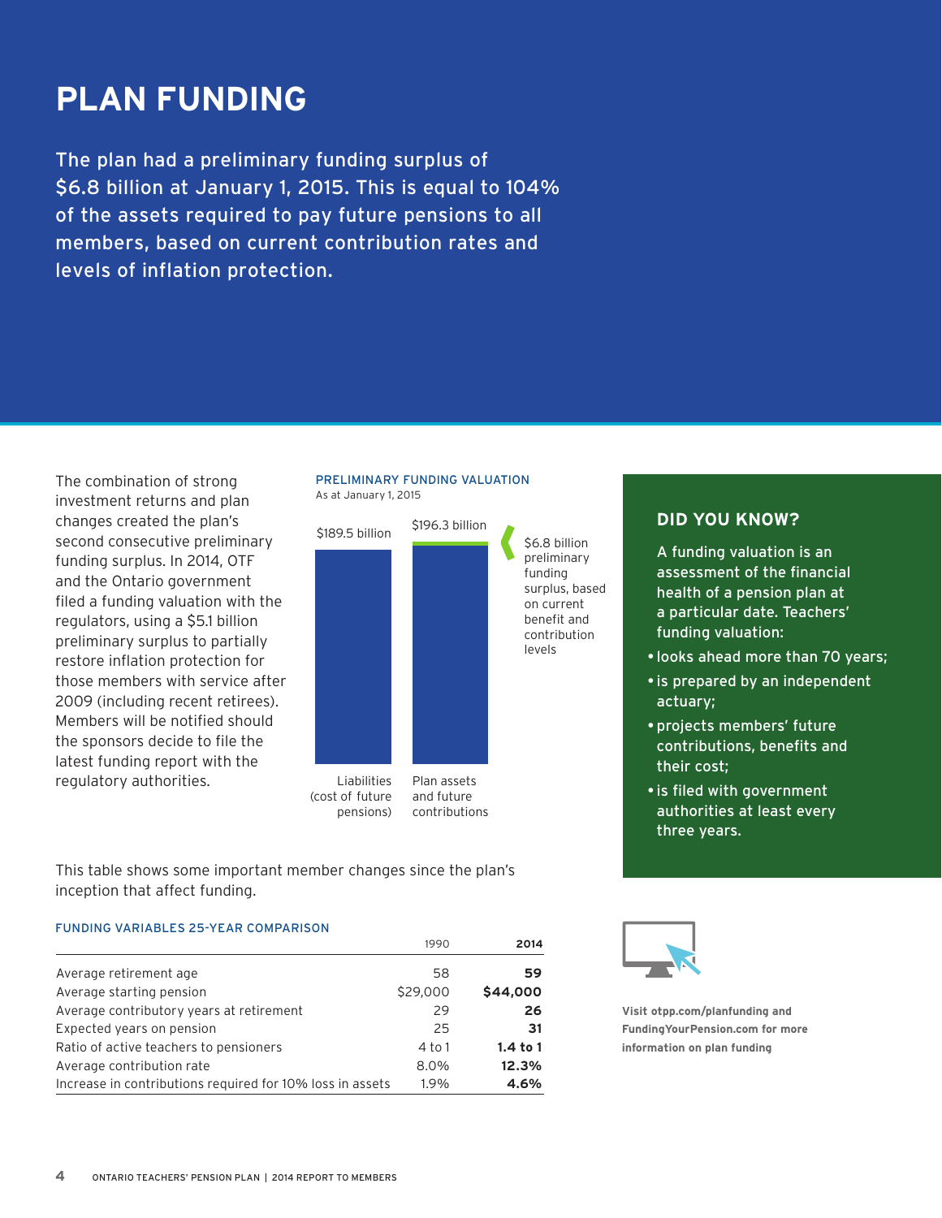# PLAN FUNDING

The plan had a preliminary funding surplus of $6.8 billion at January 1, 2015. This is equal to 104% of the assets required to pay future pensions to all members, based on current contribution rates and levels of inflation protection.

The combination of strong investment returns and plan changes created the plan's second consecutive preliminary funding surplus. In 2014, OTF and the Ontario government filed a funding valuation with the regulators, using a $5.1 billion preliminary surplus to partially restore inflation protection for those members with service after 2009 (including recent retirees). Members will be notified should the sponsors decide to file the latest funding report with the regulatory authorities.

**PRELIMINARY FUNDING VALUATION**
As at January 1, 2015

| | Amount |
|---|---|
| Liabilities (cost of future pensions) | $189.5 billion |
| Plan assets and future contributions | $196.3 billion |

$6.8 billion preliminary funding surplus, based on current benefit and contribution levels

## DID YOU KNOW?

A funding valuation is an assessment of the financial health of a pension plan at a particular date. Teachers' funding valuation:

- looks ahead more than 70 years;
- is prepared by an independent actuary;
- projects members' future contributions, benefits and their cost;
- is filed with government authorities at least every three years.

**Visit otpp.com/planfunding and FundingYourPension.com for more information on plan funding**

This table shows some important member changes since the plan's inception that affect funding.

**FUNDING VARIABLES 25-YEAR COMPARISON**

| | 1990 | **2014** |
|---|---|---|
| Average retirement age | 58 | **59** |
| Average starting pension | $29,000 | **$44,000** |
| Average contributory years at retirement | 29 | **26** |
| Expected years on pension | 25 | **31** |
| Ratio of active teachers to pensioners | 4 to 1 | **1.4 to 1** |
| Average contribution rate | 8.0% | **12.3%** |
| Increase in contributions required for 10% loss in assets | 1.9% | **4.6%** |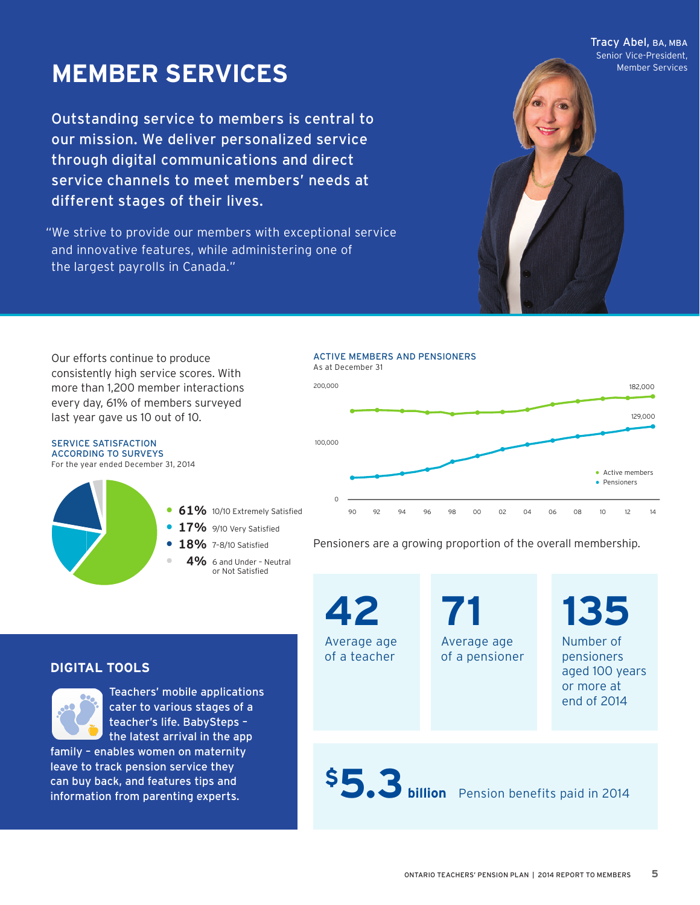# MEMBER SERVICES

Tracy Abel, BA, MBA
Senior Vice-President,
Member Services

**Outstanding service to members is central to our mission. We deliver personalized service through digital communications and direct service channels to meet members' needs at different stages of their lives.**

"We strive to provide our members with exceptional service and innovative features, while administering one of the largest payrolls in Canada."

Our efforts continue to produce consistently high service scores. With more than 1,200 member interactions every day, 61% of members surveyed last year gave us 10 out of 10.

### SERVICE SATISFACTION ACCORDING TO SURVEYS

For the year ended December 31, 2014

- **61%** 10/10 Extremely Satisfied
- **17%** 9/10 Very Satisfied
- **18%** 7-8/10 Satisfied
- **4%** 6 and Under – Neutral or Not Satisfied

### ACTIVE MEMBERS AND PENSIONERS

As at December 31

- Active members: 182,000 (2014)
- Pensioners: 129,000 (2014)

Pensioners are a growing proportion of the overall membership.

**42** Average age of a teacher

**71** Average age of a pensioner

**135** Number of pensioners aged 100 years or more at end of 2014

**$5.3 billion** Pension benefits paid in 2014

## DIGITAL TOOLS

Teachers' mobile applications cater to various stages of a teacher's life. BabySteps – the latest arrival in the app family – enables women on maternity leave to track pension service they can buy back, and features tips and information from parenting experts.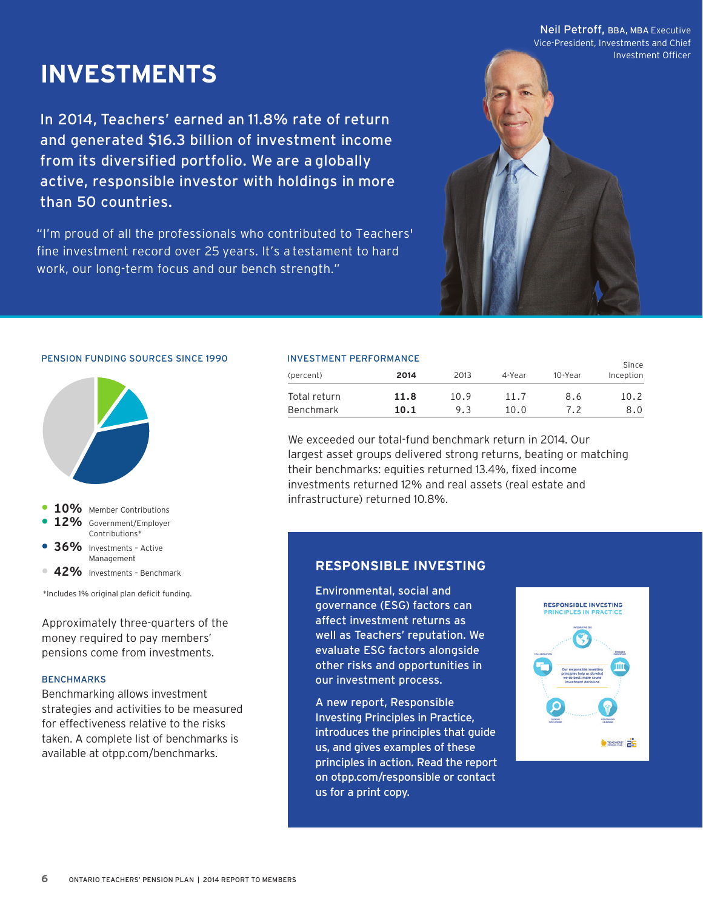# INVESTMENTS

Neil Petroff, BBA, MBA Executive Vice-President, Investments and Chief Investment Officer

**In 2014, Teachers' earned an 11.8% rate of return and generated $16.3 billion of investment income from its diversified portfolio. We are a globally active, responsible investor with holdings in more than 50 countries.**

"I'm proud of all the professionals who contributed to Teachers' fine investment record over 25 years. It's a testament to hard work, our long-term focus and our bench strength."

## PENSION FUNDING SOURCES SINCE 1990

- **10%** Member Contributions
- **12%** Government/Employer Contributions*
- **36%** Investments – Active Management
- **42%** Investments – Benchmark

*Includes 1% original plan deficit funding.

Approximately three-quarters of the money required to pay members' pensions come from investments.

### BENCHMARKS

Benchmarking allows investment strategies and activities to be measured for effectiveness relative to the risks taken. A complete list of benchmarks is available at otpp.com/benchmarks.

## INVESTMENT PERFORMANCE

| (percent) | **2014** | 2013 | 4-Year | 10-Year | Since Inception |
|---|---|---|---|---|---|
| Total return | **11.8** | 10.9 | 11.7 | 8.6 | 10.2 |
| Benchmark | **10.1** | 9.3 | 10.0 | 7.2 | 8.0 |

We exceeded our total-fund benchmark return in 2014. Our largest asset groups delivered strong returns, beating or matching their benchmarks: equities returned 13.4%, fixed income investments returned 12% and real assets (real estate and infrastructure) returned 10.8%.

## RESPONSIBLE INVESTING

Environmental, social and governance (ESG) factors can affect investment returns as well as Teachers' reputation. We evaluate ESG factors alongside other risks and opportunities in our investment process.

A new report, Responsible Investing Principles in Practice, introduces the principles that guide us, and gives examples of these principles in action. Read the report on otpp.com/responsible or contact us for a print copy.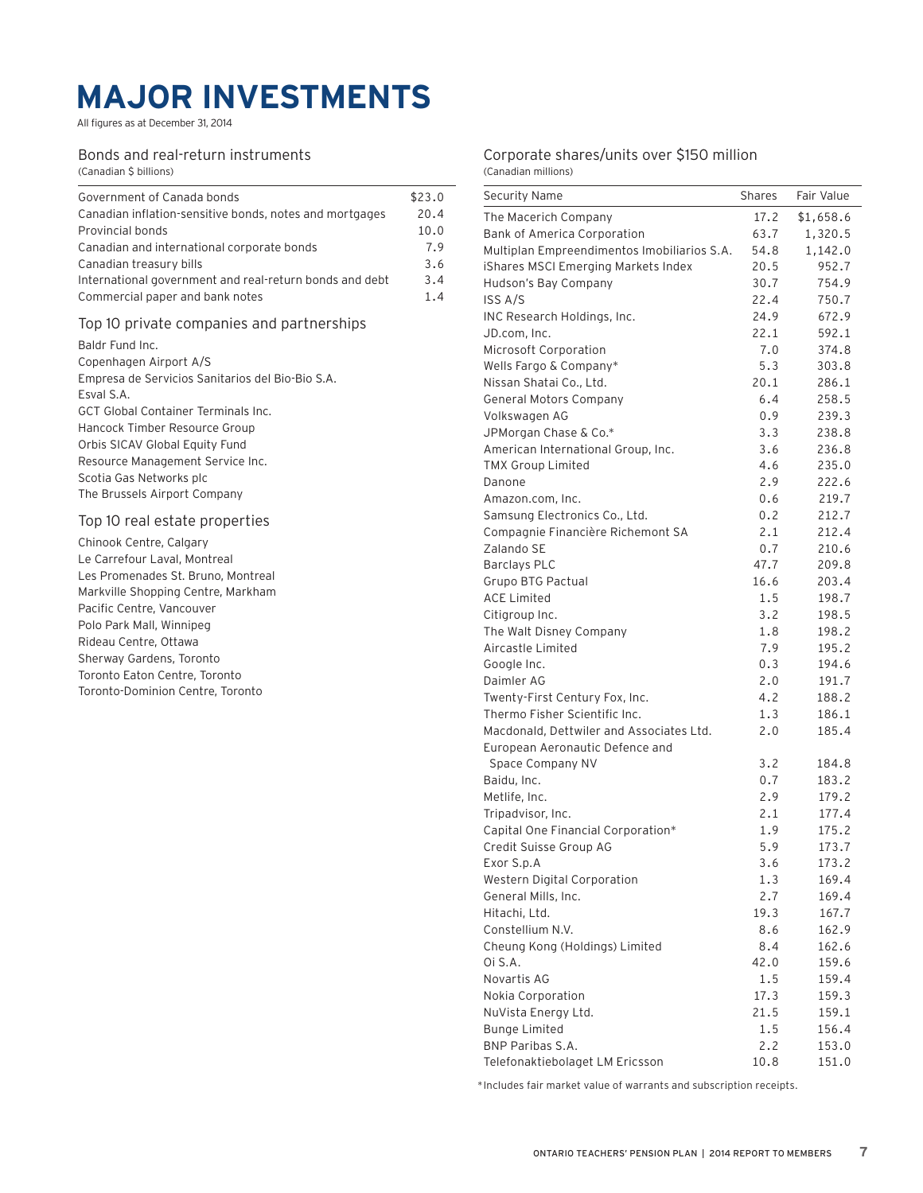# MAJOR INVESTMENTS

All figures as at December 31, 2014

## Bonds and real-return instruments

(Canadian $ billions)

| | |
|---|---|
| Government of Canada bonds | $23.0 |
| Canadian inflation-sensitive bonds, notes and mortgages | 20.4 |
| Provincial bonds | 10.0 |
| Canadian and international corporate bonds | 7.9 |
| Canadian treasury bills | 3.6 |
| International government and real-return bonds and debt | 3.4 |
| Commercial paper and bank notes | 1.4 |

## Top 10 private companies and partnerships

Baldr Fund Inc.
Copenhagen Airport A/S
Empresa de Servicios Sanitarios del Bio-Bio S.A.
Esval S.A.
GCT Global Container Terminals Inc.
Hancock Timber Resource Group
Orbis SICAV Global Equity Fund
Resource Management Service Inc.
Scotia Gas Networks plc
The Brussels Airport Company

## Top 10 real estate properties

Chinook Centre, Calgary
Le Carrefour Laval, Montreal
Les Promenades St. Bruno, Montreal
Markville Shopping Centre, Markham
Pacific Centre, Vancouver
Polo Park Mall, Winnipeg
Rideau Centre, Ottawa
Sherway Gardens, Toronto
Toronto Eaton Centre, Toronto
Toronto-Dominion Centre, Toronto

## Corporate shares/units over $150 million

(Canadian millions)

| Security Name | Shares | Fair Value |
|---|---|---|
| The Macerich Company | 17.2 | $1,658.6 |
| Bank of America Corporation | 63.7 | 1,320.5 |
| Multiplan Empreendimentos Imobiliarios S.A. | 54.8 | 1,142.0 |
| iShares MSCI Emerging Markets Index | 20.5 | 952.7 |
| Hudson's Bay Company | 30.7 | 754.9 |
| ISS A/S | 22.4 | 750.7 |
| INC Research Holdings, Inc. | 24.9 | 672.9 |
| JD.com, Inc. | 22.1 | 592.1 |
| Microsoft Corporation | 7.0 | 374.8 |
| Wells Fargo & Company* | 5.3 | 303.8 |
| Nissan Shatai Co., Ltd. | 20.1 | 286.1 |
| General Motors Company | 6.4 | 258.5 |
| Volkswagen AG | 0.9 | 239.3 |
| JPMorgan Chase & Co.* | 3.3 | 238.8 |
| American International Group, Inc. | 3.6 | 236.8 |
| TMX Group Limited | 4.6 | 235.0 |
| Danone | 2.9 | 222.6 |
| Amazon.com, Inc. | 0.6 | 219.7 |
| Samsung Electronics Co., Ltd. | 0.2 | 212.7 |
| Compagnie Financière Richemont SA | 2.1 | 212.4 |
| Zalando SE | 0.7 | 210.6 |
| Barclays PLC | 47.7 | 209.8 |
| Grupo BTG Pactual | 16.6 | 203.4 |
| ACE Limited | 1.5 | 198.7 |
| Citigroup Inc. | 3.2 | 198.5 |
| The Walt Disney Company | 1.8 | 198.2 |
| Aircastle Limited | 7.9 | 195.2 |
| Google Inc. | 0.3 | 194.6 |
| Daimler AG | 2.0 | 191.7 |
| Twenty-First Century Fox, Inc. | 4.2 | 188.2 |
| Thermo Fisher Scientific Inc. | 1.3 | 186.1 |
| Macdonald, Dettwiler and Associates Ltd. | 2.0 | 185.4 |
| European Aeronautic Defence and Space Company NV | 3.2 | 184.8 |
| Baidu, Inc. | 0.7 | 183.2 |
| Metlife, Inc. | 2.9 | 179.2 |
| Tripadvisor, Inc. | 2.1 | 177.4 |
| Capital One Financial Corporation* | 1.9 | 175.2 |
| Credit Suisse Group AG | 5.9 | 173.7 |
| Exor S.p.A | 3.6 | 173.2 |
| Western Digital Corporation | 1.3 | 169.4 |
| General Mills, Inc. | 2.7 | 169.4 |
| Hitachi, Ltd. | 19.3 | 167.7 |
| Constellium N.V. | 8.6 | 162.9 |
| Cheung Kong (Holdings) Limited | 8.4 | 162.6 |
| Oi S.A. | 42.0 | 159.6 |
| Novartis AG | 1.5 | 159.4 |
| Nokia Corporation | 17.3 | 159.3 |
| NuVista Energy Ltd. | 21.5 | 159.1 |
| Bunge Limited | 1.5 | 156.4 |
| BNP Paribas S.A. | 2.2 | 153.0 |
| Telefonaktiebolaget LM Ericsson | 10.8 | 151.0 |

*Includes fair market value of warrants and subscription receipts.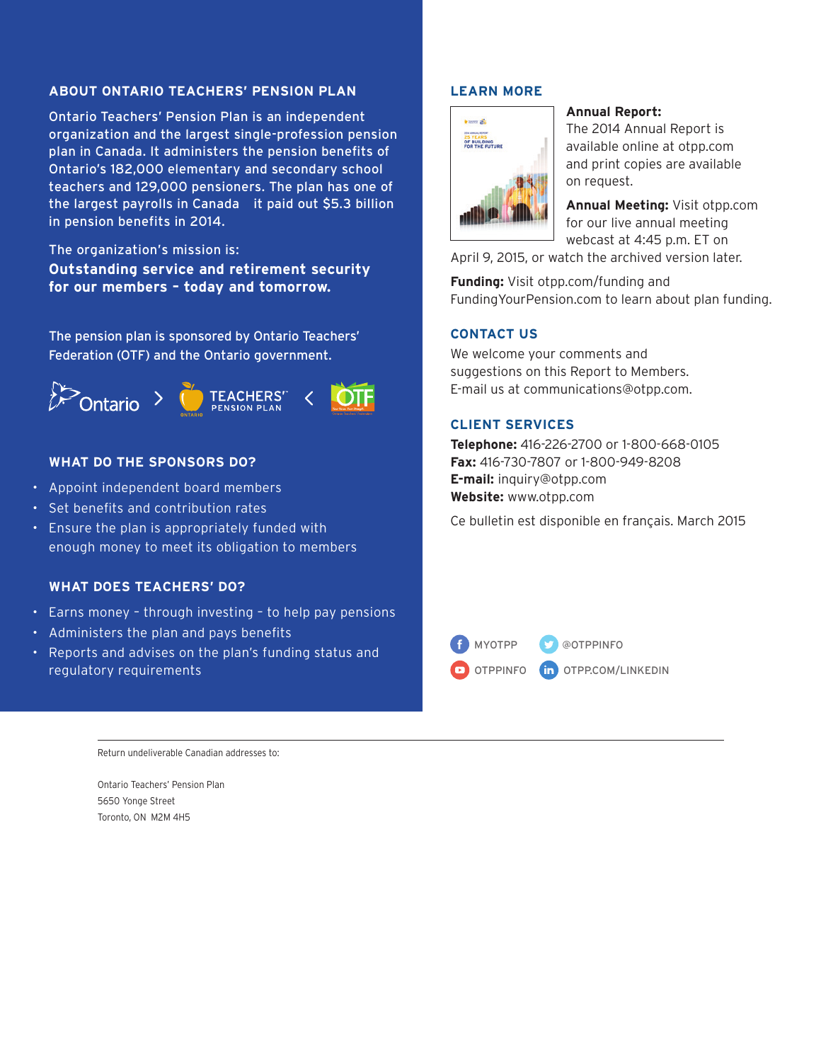## ABOUT ONTARIO TEACHERS' PENSION PLAN

Ontario Teachers' Pension Plan is an independent organization and the largest single-profession pension plan in Canada. It administers the pension benefits of Ontario's 182,000 elementary and secondary school teachers and 129,000 pensioners. The plan has one of the largest payrolls in Canada  it paid out $5.3 billion in pension benefits in 2014.

The organization's mission is:
**Outstanding service and retirement security for our members – today and tomorrow.**

The pension plan is sponsored by Ontario Teachers' Federation (OTF) and the Ontario government.

Ontario > TEACHERS' PENSION PLAN < OTF

## WHAT DO THE SPONSORS DO?

- Appoint independent board members
- Set benefits and contribution rates
- Ensure the plan is appropriately funded with enough money to meet its obligation to members

## WHAT DOES TEACHERS' DO?

- Earns money – through investing – to help pay pensions
- Administers the plan and pays benefits
- Reports and advises on the plan's funding status and regulatory requirements

## LEARN MORE

**Annual Report:** The 2014 Annual Report is available online at otpp.com and print copies are available on request.

**Annual Meeting:** Visit otpp.com for our live annual meeting webcast at 4:45 p.m. ET on April 9, 2015, or watch the archived version later.

**Funding:** Visit otpp.com/funding and FundingYourPension.com to learn about plan funding.

## CONTACT US

We welcome your comments and suggestions on this Report to Members. E-mail us at communications@otpp.com.

## CLIENT SERVICES

**Telephone:** 416-226-2700 or 1-800-668-0105
**Fax:** 416-730-7807 or 1-800-949-8208
**E-mail:** inquiry@otpp.com
**Website:** www.otpp.com

Ce bulletin est disponible en français. March 2015

MYOTPP
@OTPPINFO
OTPPINFO
OTPP.COM/LINKEDIN

Return undeliverable Canadian addresses to:

Ontario Teachers' Pension Plan
5650 Yonge Street
Toronto, ON M2M 4H5